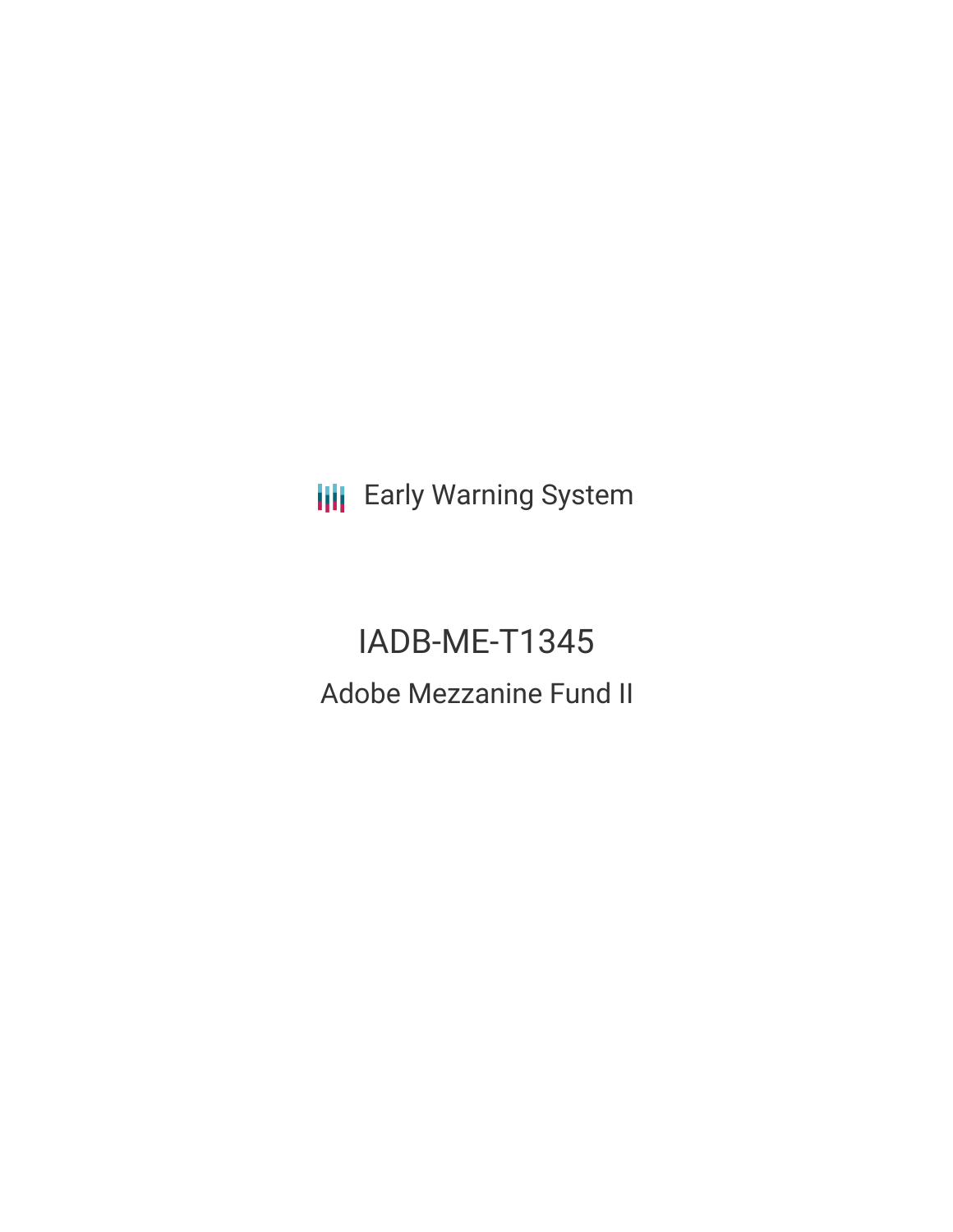Early Warning System

# IADB-ME-T1345

## Adobe Mezzanine Fund II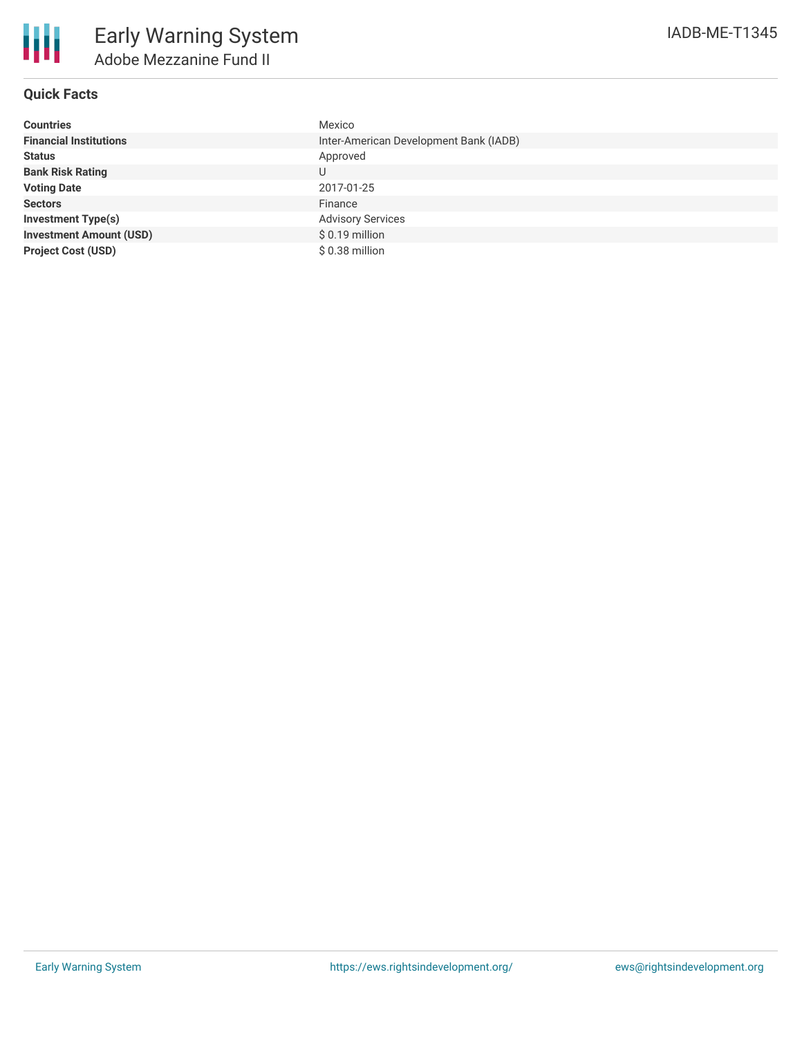# Early Warning System

## Adobe Mezzanine Fund II

IADB-ME-T1345

### Quick Facts

| | |
|---|---|
| **Countries** | Mexico |
| **Financial Institutions** | Inter-American Development Bank (IADB) |
| **Status** | Approved |
| **Bank Risk Rating** | U |
| **Voting Date** | 2017-01-25 |
| **Sectors** | Finance |
| **Investment Type(s)** | Advisory Services |
| **Investment Amount (USD)** | $ 0.19 million |
| **Project Cost (USD)** | $ 0.38 million |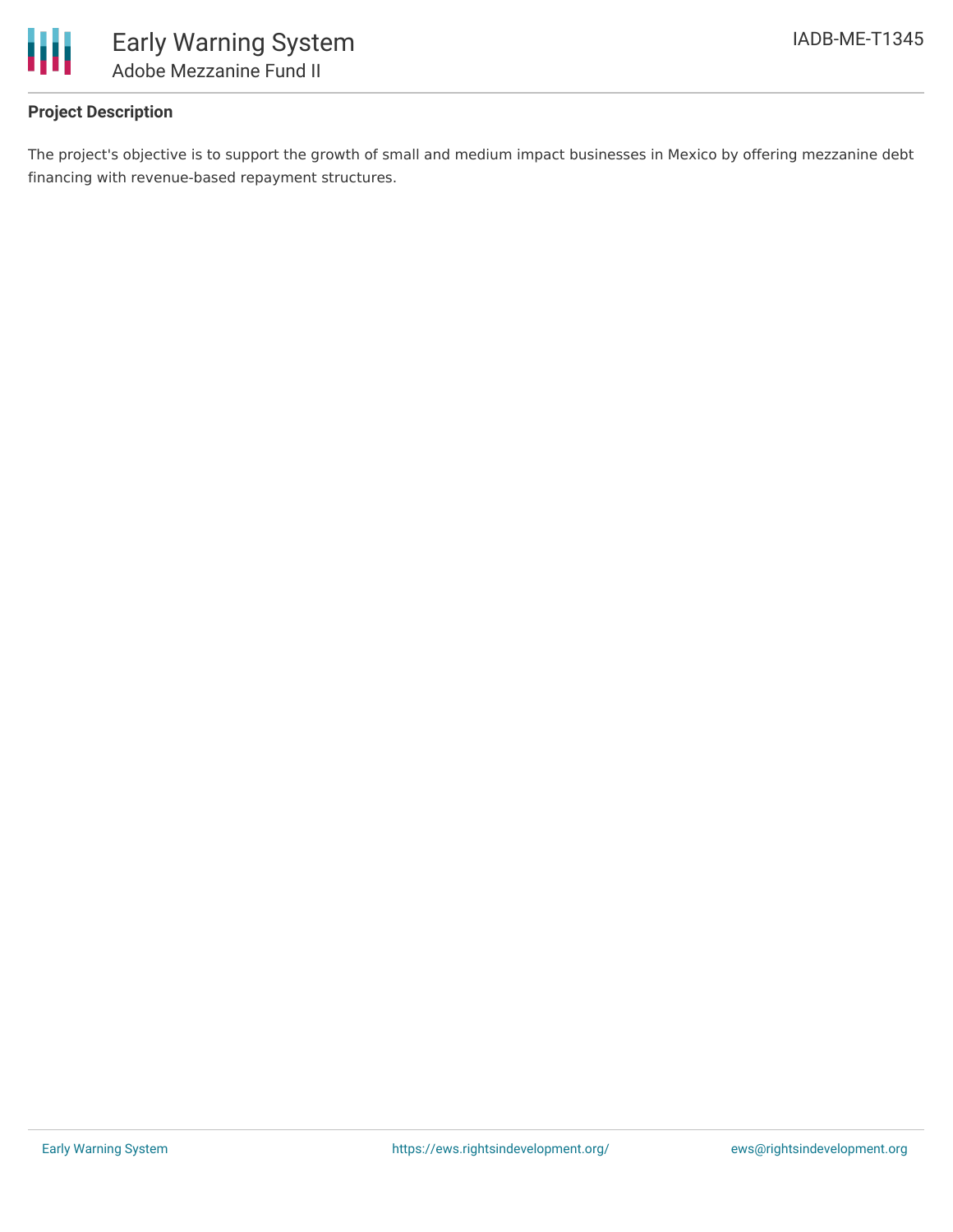**Project Description**

The project's objective is to support the growth of small and medium impact businesses in Mexico by offering mezzanine debt financing with revenue-based repayment structures.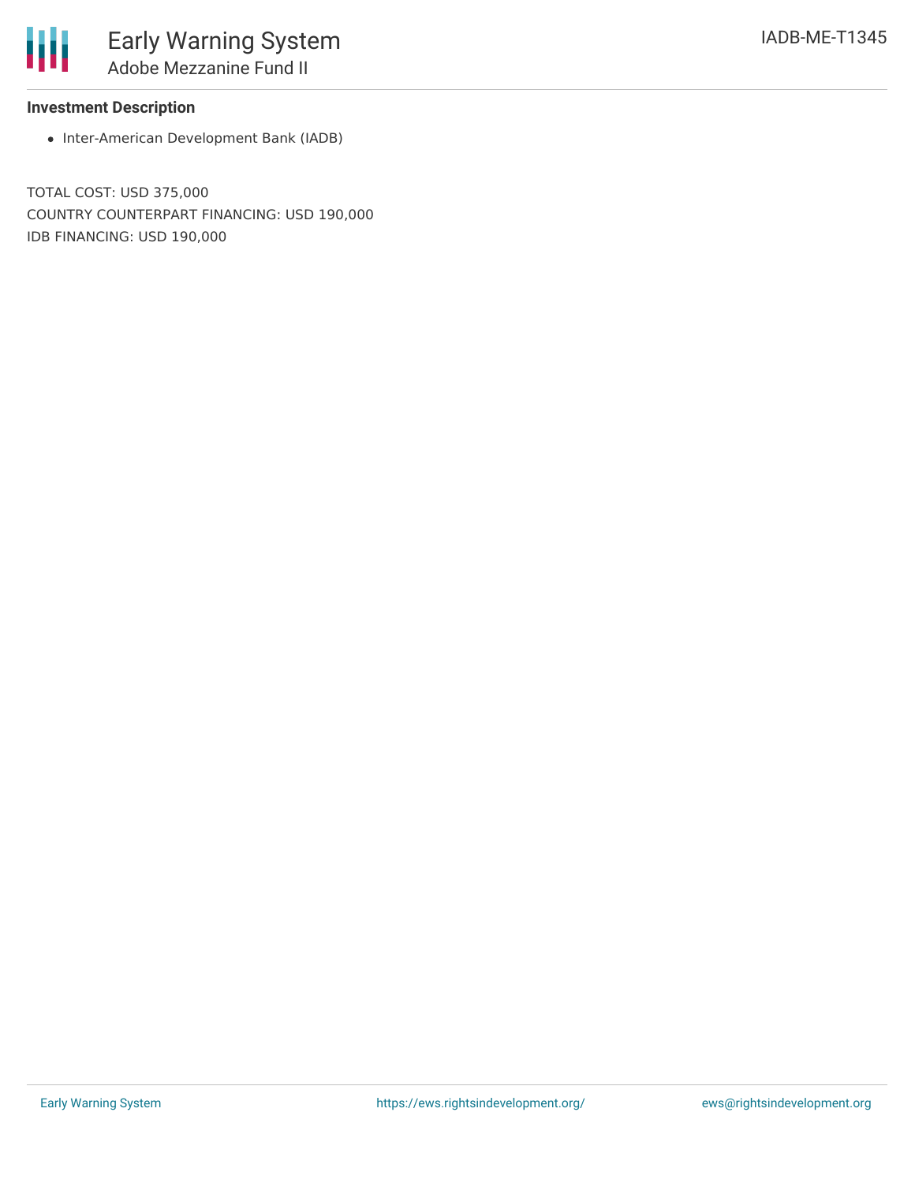**Investment Description**

- Inter-American Development Bank (IADB)

TOTAL COST: USD 375,000
COUNTRY COUNTERPART FINANCING: USD 190,000
IDB FINANCING: USD 190,000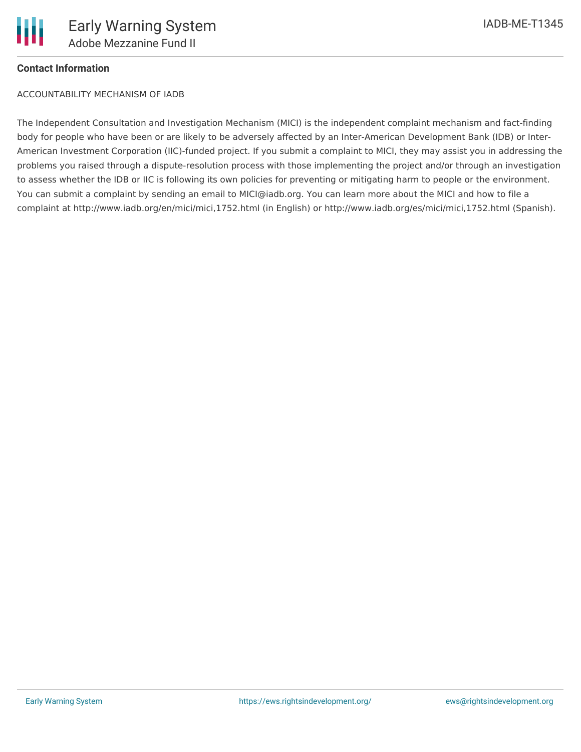**Contact Information**

ACCOUNTABILITY MECHANISM OF IADB

The Independent Consultation and Investigation Mechanism (MICI) is the independent complaint mechanism and fact-finding body for people who have been or are likely to be adversely affected by an Inter-American Development Bank (IDB) or Inter-American Investment Corporation (IIC)-funded project. If you submit a complaint to MICI, they may assist you in addressing the problems you raised through a dispute-resolution process with those implementing the project and/or through an investigation to assess whether the IDB or IIC is following its own policies for preventing or mitigating harm to people or the environment. You can submit a complaint by sending an email to MICI@iadb.org. You can learn more about the MICI and how to file a complaint at http://www.iadb.org/en/mici/mici,1752.html (in English) or http://www.iadb.org/es/mici/mici,1752.html (Spanish).